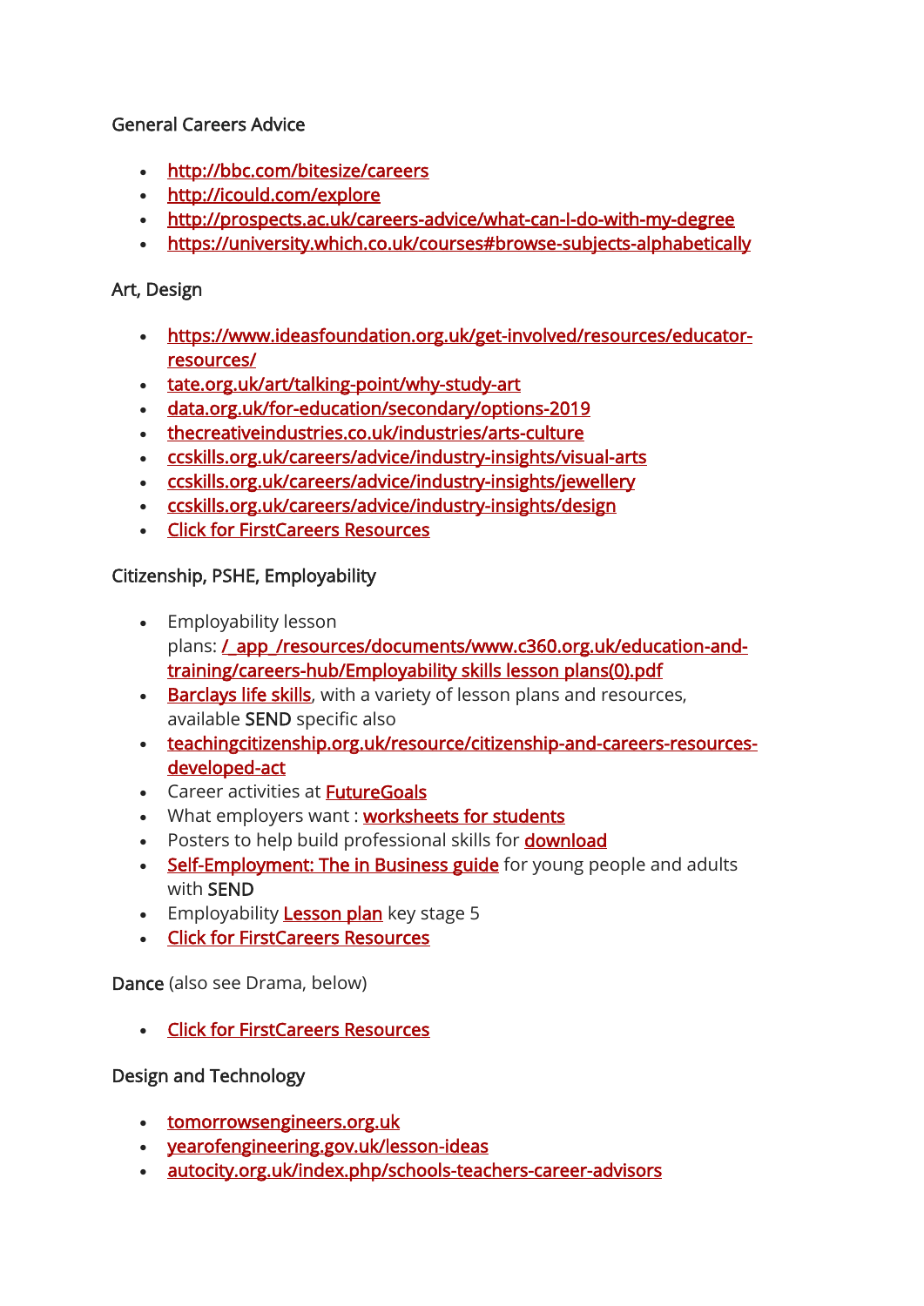General Careers Advice

- http://bbc.com/bitesize/careers
- http://icould.com/explore
- http://prospects.ac.uk/careers-advice/what-can-I-do-with-my-degree
- https://university.which.co.uk/courses#browse-subjects-alphabetically

Art, Design

- https://www.ideasfoundation.org.uk/get-involved/resources/educator-resources/
- tate.org.uk/art/talking-point/why-study-art
- data.org.uk/for-education/secondary/options-2019
- thecreativeindustries.co.uk/industries/arts-culture
- ccskills.org.uk/careers/advice/industry-insights/visual-arts
- ccskills.org.uk/careers/advice/industry-insights/jewellery
- ccskills.org.uk/careers/advice/industry-insights/design
- Click for FirstCareers Resources

Citizenship, PSHE, Employability

- Employability lesson plans: /_app_/resources/documents/www.c360.org.uk/education-and-training/careers-hub/Employability skills lesson plans(0).pdf
- Barclays life skills, with a variety of lesson plans and resources, available SEND specific also
- teachingcitizenship.org.uk/resource/citizenship-and-careers-resources-developed-act
- Career activities at FutureGoals
- What employers want : worksheets for students
- Posters to help build professional skills for download
- Self-Employment: The in Business guide for young people and adults with SEND
- Employability Lesson plan key stage 5
- Click for FirstCareers Resources

Dance (also see Drama, below)

- Click for FirstCareers Resources

Design and Technology

- tomorrowsengineers.org.uk
- yearofengineering.gov.uk/lesson-ideas
- autocity.org.uk/index.php/schools-teachers-career-advisors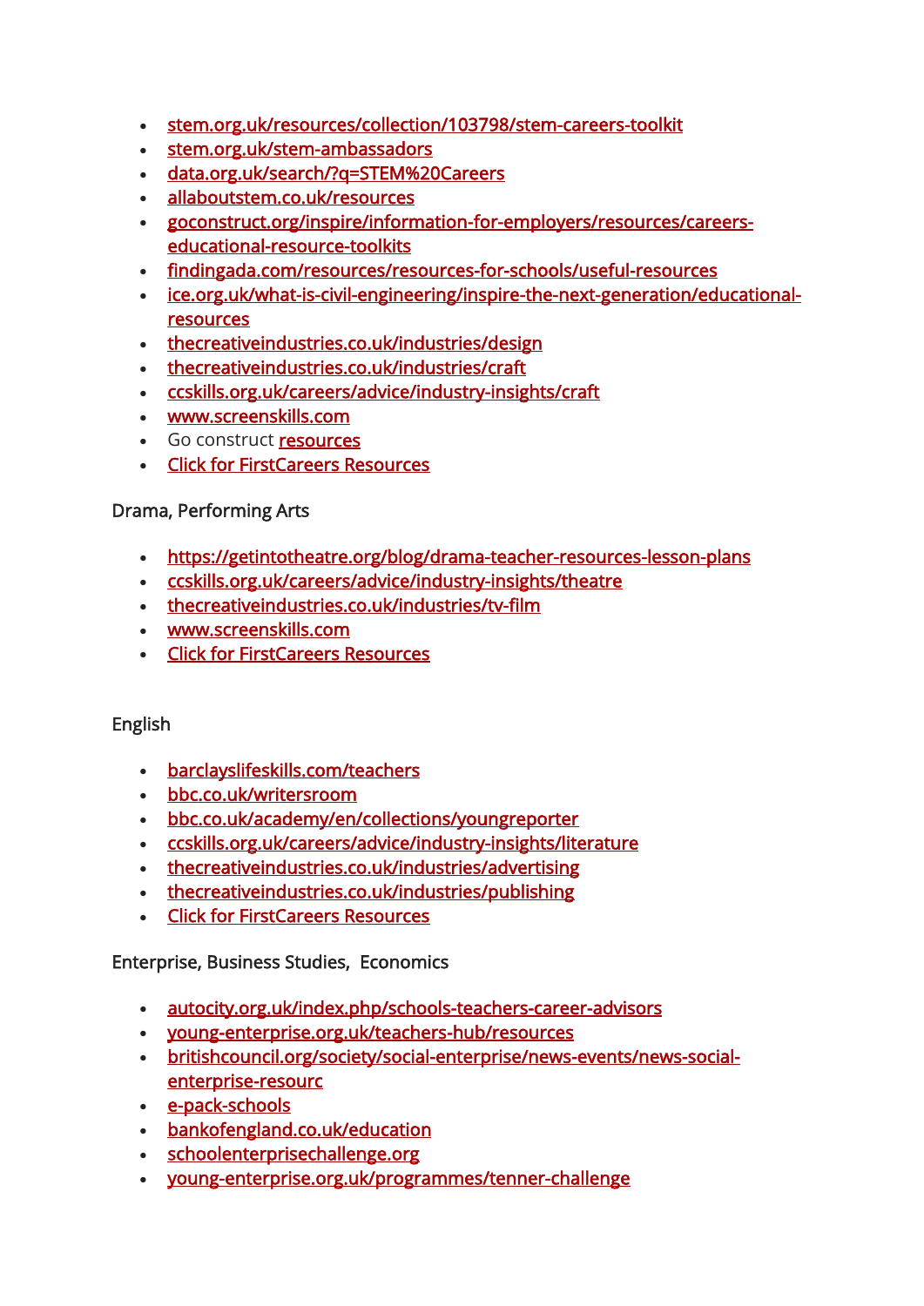- stem.org.uk/resources/collection/103798/stem-careers-toolkit
- stem.org.uk/stem-ambassadors
- data.org.uk/search/?q=STEM%20Careers
- allaboutstem.co.uk/resources
- goconstruct.org/inspire/information-for-employers/resources/careers-educational-resource-toolkits
- findingada.com/resources/resources-for-schools/useful-resources
- ice.org.uk/what-is-civil-engineering/inspire-the-next-generation/educational-resources
- thecreativeindustries.co.uk/industries/design
- thecreativeindustries.co.uk/industries/craft
- ccskills.org.uk/careers/advice/industry-insights/craft
- www.screenskills.com
- Go construct resources
- Click for FirstCareers Resources

Drama, Performing Arts

- https://getintotheatre.org/blog/drama-teacher-resources-lesson-plans
- ccskills.org.uk/careers/advice/industry-insights/theatre
- thecreativeindustries.co.uk/industries/tv-film
- www.screenskills.com
- Click for FirstCareers Resources

English

- barclayslifeskills.com/teachers
- bbc.co.uk/writersroom
- bbc.co.uk/academy/en/collections/youngreporter
- ccskills.org.uk/careers/advice/industry-insights/literature
- thecreativeindustries.co.uk/industries/advertising
- thecreativeindustries.co.uk/industries/publishing
- Click for FirstCareers Resources

Enterprise, Business Studies, Economics

- autocity.org.uk/index.php/schools-teachers-career-advisors
- young-enterprise.org.uk/teachers-hub/resources
- britishcouncil.org/society/social-enterprise/news-events/news-social-enterprise-resourc
- e-pack-schools
- bankofengland.co.uk/education
- schoolenterprisechallenge.org
- young-enterprise.org.uk/programmes/tenner-challenge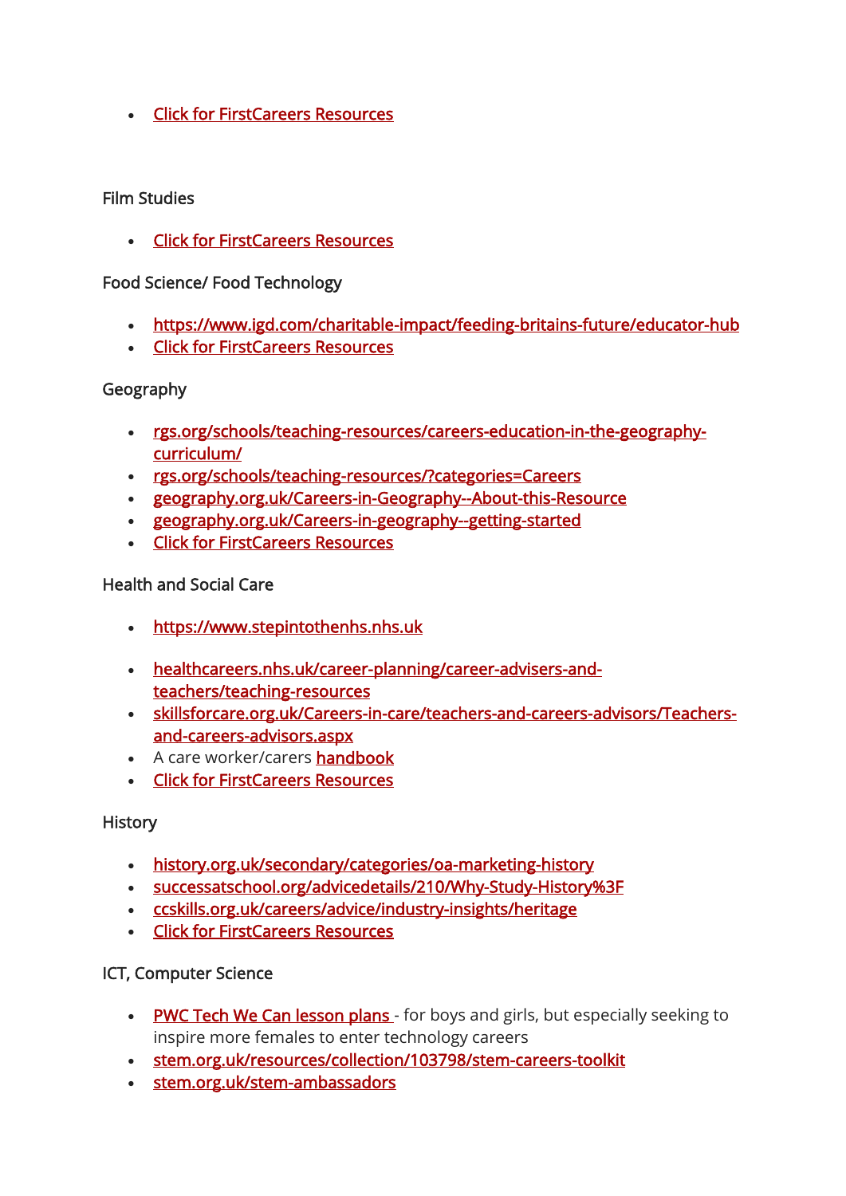- Click for FirstCareers Resources

Film Studies

- Click for FirstCareers Resources

Food Science/ Food Technology

- https://www.igd.com/charitable-impact/feeding-britains-future/educator-hub
- Click for FirstCareers Resources

Geography

- rgs.org/schools/teaching-resources/careers-education-in-the-geography-curriculum/
- rgs.org/schools/teaching-resources/?categories=Careers
- geography.org.uk/Careers-in-Geography--About-this-Resource
- geography.org.uk/Careers-in-geography--getting-started
- Click for FirstCareers Resources

Health and Social Care

- https://www.stepintothenhs.nhs.uk

- healthcareers.nhs.uk/career-planning/career-advisers-and-teachers/teaching-resources
- skillsforcare.org.uk/Careers-in-care/teachers-and-careers-advisors/Teachers-and-careers-advisors.aspx
- A care worker/carers handbook
- Click for FirstCareers Resources

History

- history.org.uk/secondary/categories/oa-marketing-history
- successatschool.org/advicedetails/210/Why-Study-History%3F
- ccskills.org.uk/careers/advice/industry-insights/heritage
- Click for FirstCareers Resources

ICT, Computer Science

- PWC Tech We Can lesson plans - for boys and girls, but especially seeking to inspire more females to enter technology careers
- stem.org.uk/resources/collection/103798/stem-careers-toolkit
- stem.org.uk/stem-ambassadors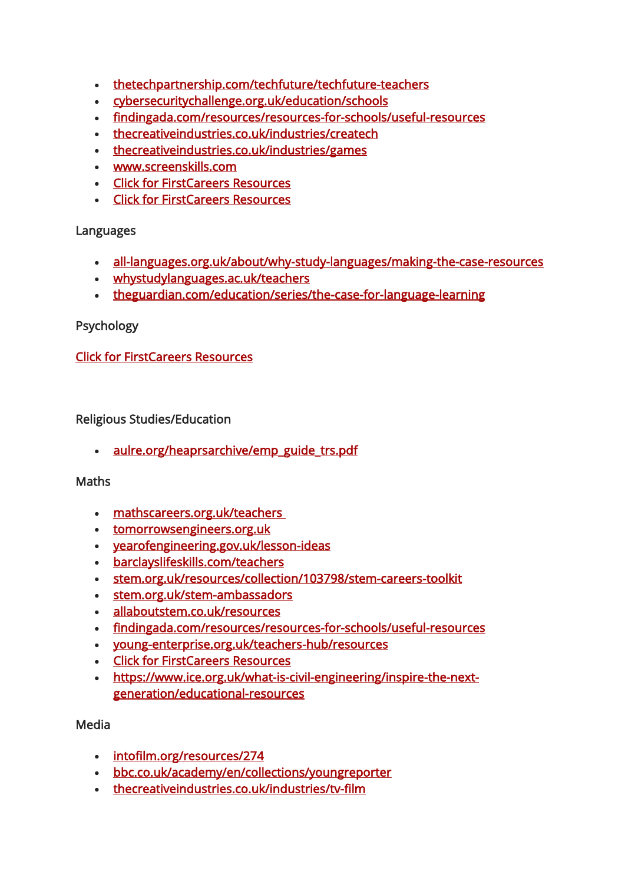- thetechpartnership.com/techfuture/techfuture-teachers
- cybersecuritychallenge.org.uk/education/schools
- findingada.com/resources/resources-for-schools/useful-resources
- thecreativeindustries.co.uk/industries/createch
- thecreativeindustries.co.uk/industries/games
- www.screenskills.com
- Click for FirstCareers Resources
- Click for FirstCareers Resources

Languages

- all-languages.org.uk/about/why-study-languages/making-the-case-resources
- whystudylanguages.ac.uk/teachers
- theguardian.com/education/series/the-case-for-language-learning

Psychology

Click for FirstCareers Resources

Religious Studies/Education

- aulre.org/heaprsarchive/emp_guide_trs.pdf

Maths

- mathscareers.org.uk/teachers
- tomorrowsengineers.org.uk
- yearofengineering.gov.uk/lesson-ideas
- barclayslifeskills.com/teachers
- stem.org.uk/resources/collection/103798/stem-careers-toolkit
- stem.org.uk/stem-ambassadors
- allaboutstem.co.uk/resources
- findingada.com/resources/resources-for-schools/useful-resources
- young-enterprise.org.uk/teachers-hub/resources
- Click for FirstCareers Resources
- https://www.ice.org.uk/what-is-civil-engineering/inspire-the-next-generation/educational-resources

Media

- intofilm.org/resources/274
- bbc.co.uk/academy/en/collections/youngreporter
- thecreativeindustries.co.uk/industries/tv-film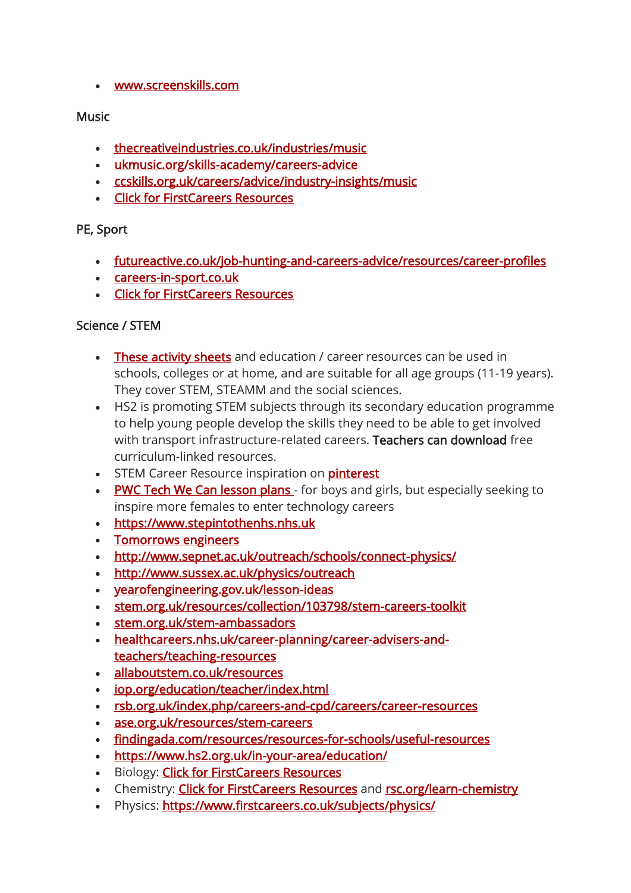- www.screenskills.com

Music

- thecreativeindustries.co.uk/industries/music
- ukmusic.org/skills-academy/careers-advice
- ccskills.org.uk/careers/advice/industry-insights/music
- Click for FirstCareers Resources

PE, Sport

- futureactive.co.uk/job-hunting-and-careers-advice/resources/career-profiles
- careers-in-sport.co.uk
- Click for FirstCareers Resources

Science / STEM

- These activity sheets and education / career resources can be used in schools, colleges or at home, and are suitable for all age groups (11-19 years). They cover STEM, STEAMM and the social sciences.
- HS2 is promoting STEM subjects through its secondary education programme to help young people develop the skills they need to be able to get involved with transport infrastructure-related careers. **Teachers can download** free curriculum-linked resources.
- STEM Career Resource inspiration on **pinterest**
- PWC Tech We Can lesson plans - for boys and girls, but especially seeking to inspire more females to enter technology careers
- https://www.stepintothenhs.nhs.uk
- Tomorrows engineers
- http://www.sepnet.ac.uk/outreach/schools/connect-physics/
- http://www.sussex.ac.uk/physics/outreach
- yearofengineering.gov.uk/lesson-ideas
- stem.org.uk/resources/collection/103798/stem-careers-toolkit
- stem.org.uk/stem-ambassadors
- healthcareers.nhs.uk/career-planning/career-advisers-and-teachers/teaching-resources
- allaboutstem.co.uk/resources
- iop.org/education/teacher/index.html
- rsb.org.uk/index.php/careers-and-cpd/careers/career-resources
- ase.org.uk/resources/stem-careers
- findingada.com/resources/resources-for-schools/useful-resources
- https://www.hs2.org.uk/in-your-area/education/
- Biology: Click for FirstCareers Resources
- Chemistry: Click for FirstCareers Resources and rsc.org/learn-chemistry
- Physics: https://www.firstcareers.co.uk/subjects/physics/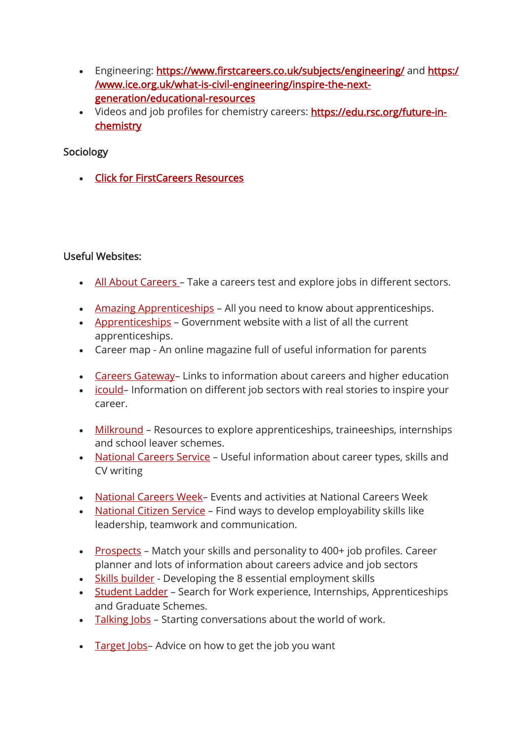- Engineering: https://www.firstcareers.co.uk/subjects/engineering/ and https://www.ice.org.uk/what-is-civil-engineering/inspire-the-next-generation/educational-resources
- Videos and job profiles for chemistry careers: https://edu.rsc.org/future-in-chemistry

Sociology

- Click for FirstCareers Resources

Useful Websites:

- All About Careers – Take a careers test and explore jobs in different sectors.
- Amazing Apprenticeships – All you need to know about apprenticeships.
- Apprenticeships – Government website with a list of all the current apprenticeships.
- Career map - An online magazine full of useful information for parents
- Careers Gateway– Links to information about careers and higher education
- icould– Information on different job sectors with real stories to inspire your career.
- Milkround – Resources to explore apprenticeships, traineeships, internships and school leaver schemes.
- National Careers Service – Useful information about career types, skills and CV writing
- National Careers Week– Events and activities at National Careers Week
- National Citizen Service – Find ways to develop employability skills like leadership, teamwork and communication.
- Prospects – Match your skills and personality to 400+ job profiles. Career planner and lots of information about careers advice and job sectors
- Skills builder - Developing the 8 essential employment skills
- Student Ladder – Search for Work experience, Internships, Apprenticeships and Graduate Schemes.
- Talking Jobs – Starting conversations about the world of work.
- Target Jobs– Advice on how to get the job you want